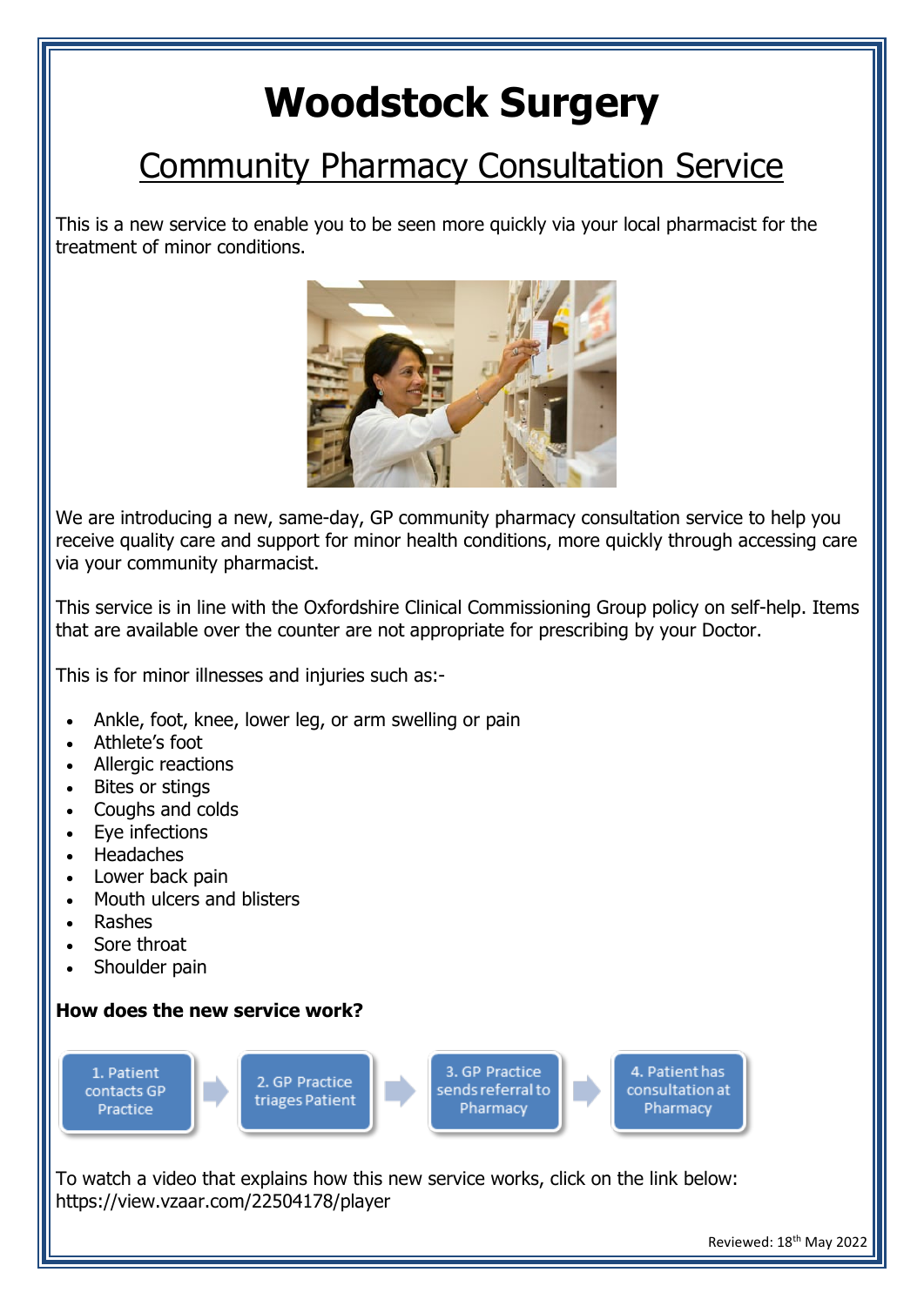# Woodstock Surgery

## Community Pharmacy Consultation Service

This is a new service to enable you to be seen more quickly via your local pharmacist for the treatment of minor conditions.

We are introducing a new, same-day, GP community pharmacy consultation service to help you receive quality care and support for minor health conditions, more quickly through accessing care via your community pharmacist.

This service is in line with the Oxfordshire Clinical Commissioning Group policy on self-help. Items that are available over the counter are not appropriate for prescribing by your Doctor.

This is for minor illnesses and injuries such as:-

- Ankle, foot, knee, lower leg, or arm swelling or pain
- Athlete's foot
- Allergic reactions
- Bites or stings
- Coughs and colds
- Eye infections
- Headaches
- Lower back pain
- Mouth ulcers and blisters
- Rashes
- Sore throat
- Shoulder pain

**How does the new service work?**

1. Patient contacts GP Practice → 2. GP Practice triages Patient → 3. GP Practice sends referral to Pharmacy → 4. Patient has consultation at Pharmacy

To watch a video that explains how this new service works, click on the link below:
https://view.vzaar.com/22504178/player

Reviewed: 18th May 2022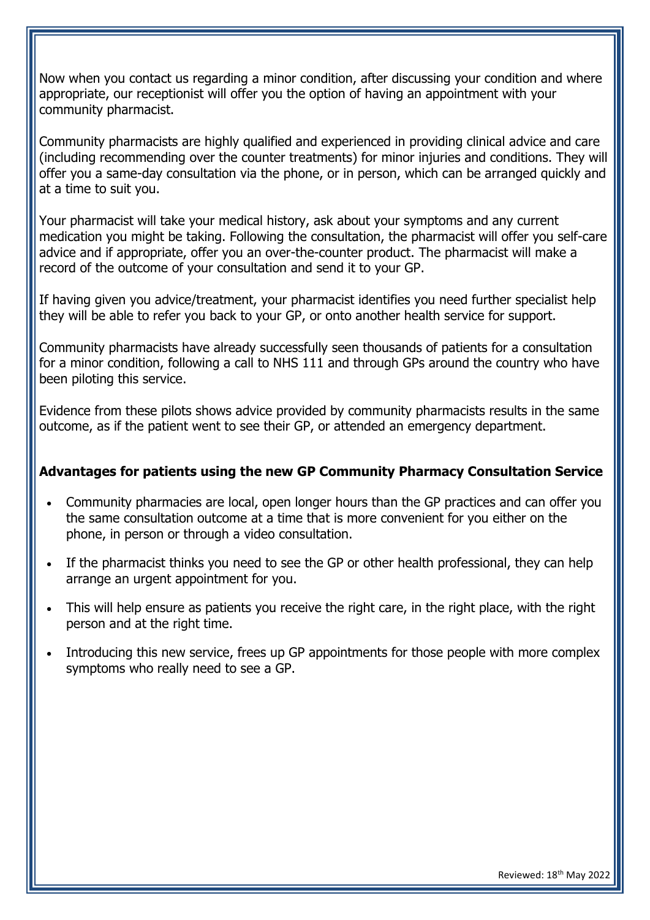Now when you contact us regarding a minor condition, after discussing your condition and where appropriate, our receptionist will offer you the option of having an appointment with your community pharmacist.

Community pharmacists are highly qualified and experienced in providing clinical advice and care (including recommending over the counter treatments) for minor injuries and conditions. They will offer you a same-day consultation via the phone, or in person, which can be arranged quickly and at a time to suit you.

Your pharmacist will take your medical history, ask about your symptoms and any current medication you might be taking. Following the consultation, the pharmacist will offer you self-care advice and if appropriate, offer you an over-the-counter product. The pharmacist will make a record of the outcome of your consultation and send it to your GP.

If having given you advice/treatment, your pharmacist identifies you need further specialist help they will be able to refer you back to your GP, or onto another health service for support.

Community pharmacists have already successfully seen thousands of patients for a consultation for a minor condition, following a call to NHS 111 and through GPs around the country who have been piloting this service.

Evidence from these pilots shows advice provided by community pharmacists results in the same outcome, as if the patient went to see their GP, or attended an emergency department.

**Advantages for patients using the new GP Community Pharmacy Consultation Service**

- Community pharmacies are local, open longer hours than the GP practices and can offer you the same consultation outcome at a time that is more convenient for you either on the phone, in person or through a video consultation.
- If the pharmacist thinks you need to see the GP or other health professional, they can help arrange an urgent appointment for you.
- This will help ensure as patients you receive the right care, in the right place, with the right person and at the right time.
- Introducing this new service, frees up GP appointments for those people with more complex symptoms who really need to see a GP.

Reviewed: 18th May 2022